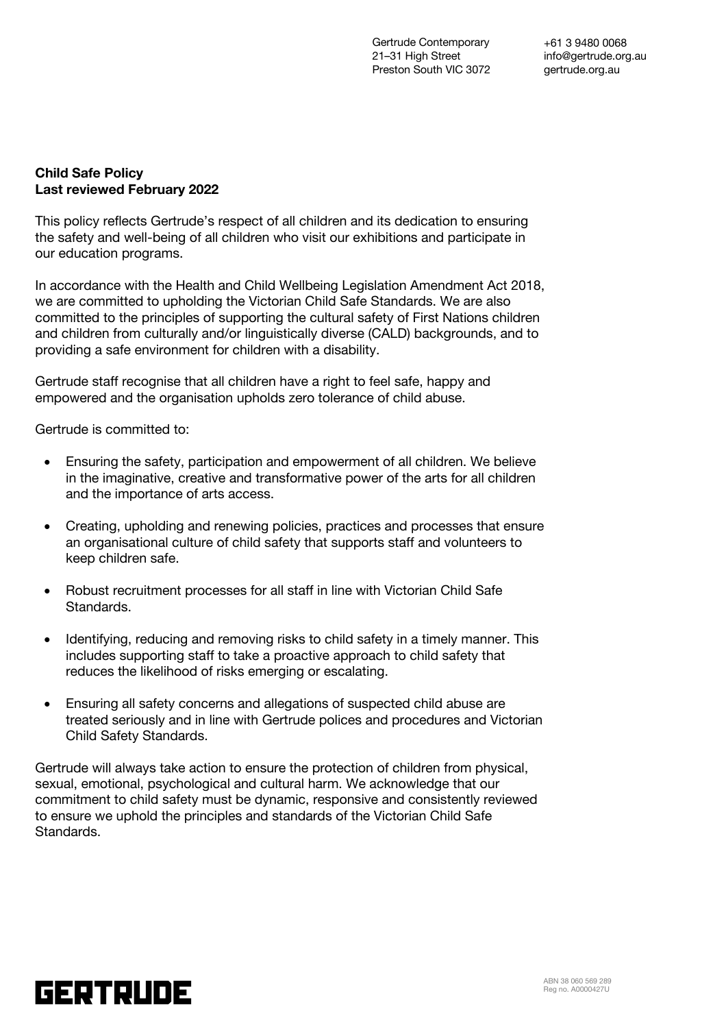Gertrude Contemporary
21–31 High Street
Preston South VIC 3072

+61 3 9480 0068
info@gertrude.org.au
gertrude.org.au

**Child Safe Policy**
**Last reviewed February 2022**

This policy reflects Gertrude's respect of all children and its dedication to ensuring the safety and well-being of all children who visit our exhibitions and participate in our education programs.

In accordance with the Health and Child Wellbeing Legislation Amendment Act 2018, we are committed to upholding the Victorian Child Safe Standards. We are also committed to the principles of supporting the cultural safety of First Nations children and children from culturally and/or linguistically diverse (CALD) backgrounds, and to providing a safe environment for children with a disability.

Gertrude staff recognise that all children have a right to feel safe, happy and empowered and the organisation upholds zero tolerance of child abuse.

Gertrude is committed to:

- Ensuring the safety, participation and empowerment of all children. We believe in the imaginative, creative and transformative power of the arts for all children and the importance of arts access.
- Creating, upholding and renewing policies, practices and processes that ensure an organisational culture of child safety that supports staff and volunteers to keep children safe.
- Robust recruitment processes for all staff in line with Victorian Child Safe Standards.
- Identifying, reducing and removing risks to child safety in a timely manner. This includes supporting staff to take a proactive approach to child safety that reduces the likelihood of risks emerging or escalating.
- Ensuring all safety concerns and allegations of suspected child abuse are treated seriously and in line with Gertrude polices and procedures and Victorian Child Safety Standards.

Gertrude will always take action to ensure the protection of children from physical, sexual, emotional, psychological and cultural harm. We acknowledge that our commitment to child safety must be dynamic, responsive and consistently reviewed to ensure we uphold the principles and standards of the Victorian Child Safe Standards.

GERTRUDE

ABN 38 060 569 289
Reg no. A0000427U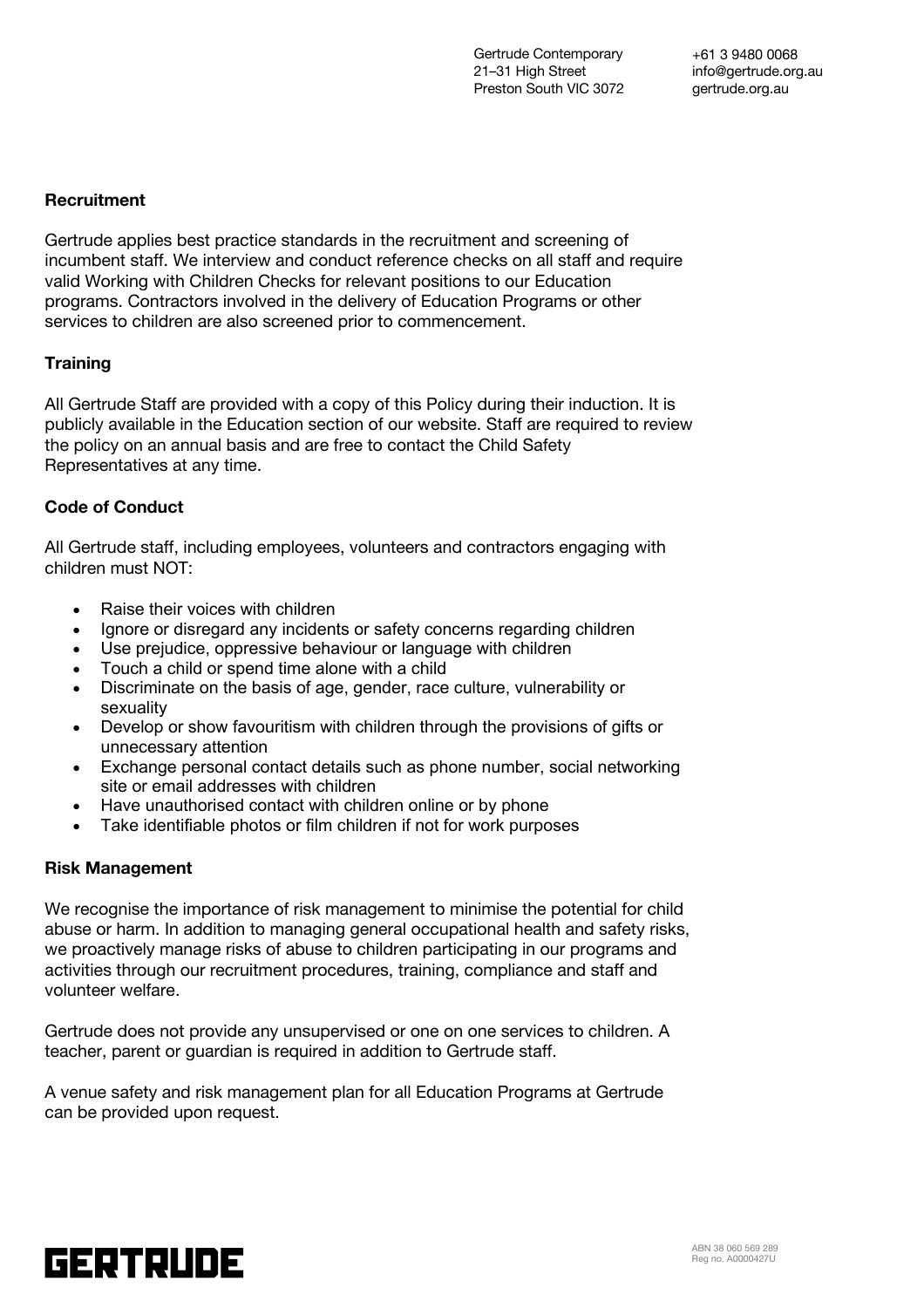**Recruitment**

Gertrude applies best practice standards in the recruitment and screening of incumbent staff. We interview and conduct reference checks on all staff and require valid Working with Children Checks for relevant positions to our Education programs. Contractors involved in the delivery of Education Programs or other services to children are also screened prior to commencement.

**Training**

All Gertrude Staff are provided with a copy of this Policy during their induction. It is publicly available in the Education section of our website. Staff are required to review the policy on an annual basis and are free to contact the Child Safety Representatives at any time.

**Code of Conduct**

All Gertrude staff, including employees, volunteers and contractors engaging with children must NOT:

- Raise their voices with children
- Ignore or disregard any incidents or safety concerns regarding children
- Use prejudice, oppressive behaviour or language with children
- Touch a child or spend time alone with a child
- Discriminate on the basis of age, gender, race culture, vulnerability or sexuality
- Develop or show favouritism with children through the provisions of gifts or unnecessary attention
- Exchange personal contact details such as phone number, social networking site or email addresses with children
- Have unauthorised contact with children online or by phone
- Take identifiable photos or film children if not for work purposes

**Risk Management**

We recognise the importance of risk management to minimise the potential for child abuse or harm. In addition to managing general occupational health and safety risks, we proactively manage risks of abuse to children participating in our programs and activities through our recruitment procedures, training, compliance and staff and volunteer welfare.

Gertrude does not provide any unsupervised or one on one services to children. A teacher, parent or guardian is required in addition to Gertrude staff.

A venue safety and risk management plan for all Education Programs at Gertrude can be provided upon request.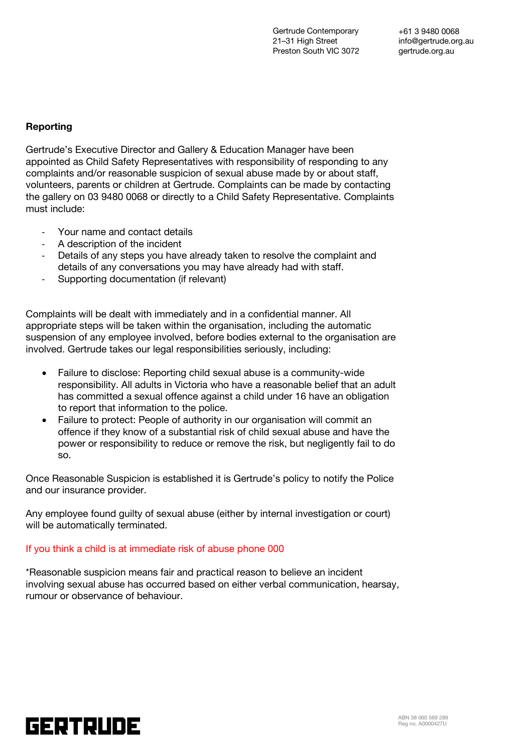**Reporting**

Gertrude's Executive Director and Gallery & Education Manager have been appointed as Child Safety Representatives with responsibility of responding to any complaints and/or reasonable suspicion of sexual abuse made by or about staff, volunteers, parents or children at Gertrude. Complaints can be made by contacting the gallery on 03 9480 0068 or directly to a Child Safety Representative. Complaints must include:

- Your name and contact details
- A description of the incident
- Details of any steps you have already taken to resolve the complaint and details of any conversations you may have already had with staff.
- Supporting documentation (if relevant)

Complaints will be dealt with immediately and in a confidential manner. All appropriate steps will be taken within the organisation, including the automatic suspension of any employee involved, before bodies external to the organisation are involved. Gertrude takes our legal responsibilities seriously, including:

- Failure to disclose: Reporting child sexual abuse is a community-wide responsibility. All adults in Victoria who have a reasonable belief that an adult has committed a sexual offence against a child under 16 have an obligation to report that information to the police.
- Failure to protect: People of authority in our organisation will commit an offence if they know of a substantial risk of child sexual abuse and have the power or responsibility to reduce or remove the risk, but negligently fail to do so.

Once Reasonable Suspicion is established it is Gertrude's policy to notify the Police and our insurance provider.

Any employee found guilty of sexual abuse (either by internal investigation or court) will be automatically terminated.

If you think a child is at immediate risk of abuse phone 000

*Reasonable suspicion means fair and practical reason to believe an incident involving sexual abuse has occurred based on either verbal communication, hearsay, rumour or observance of behaviour.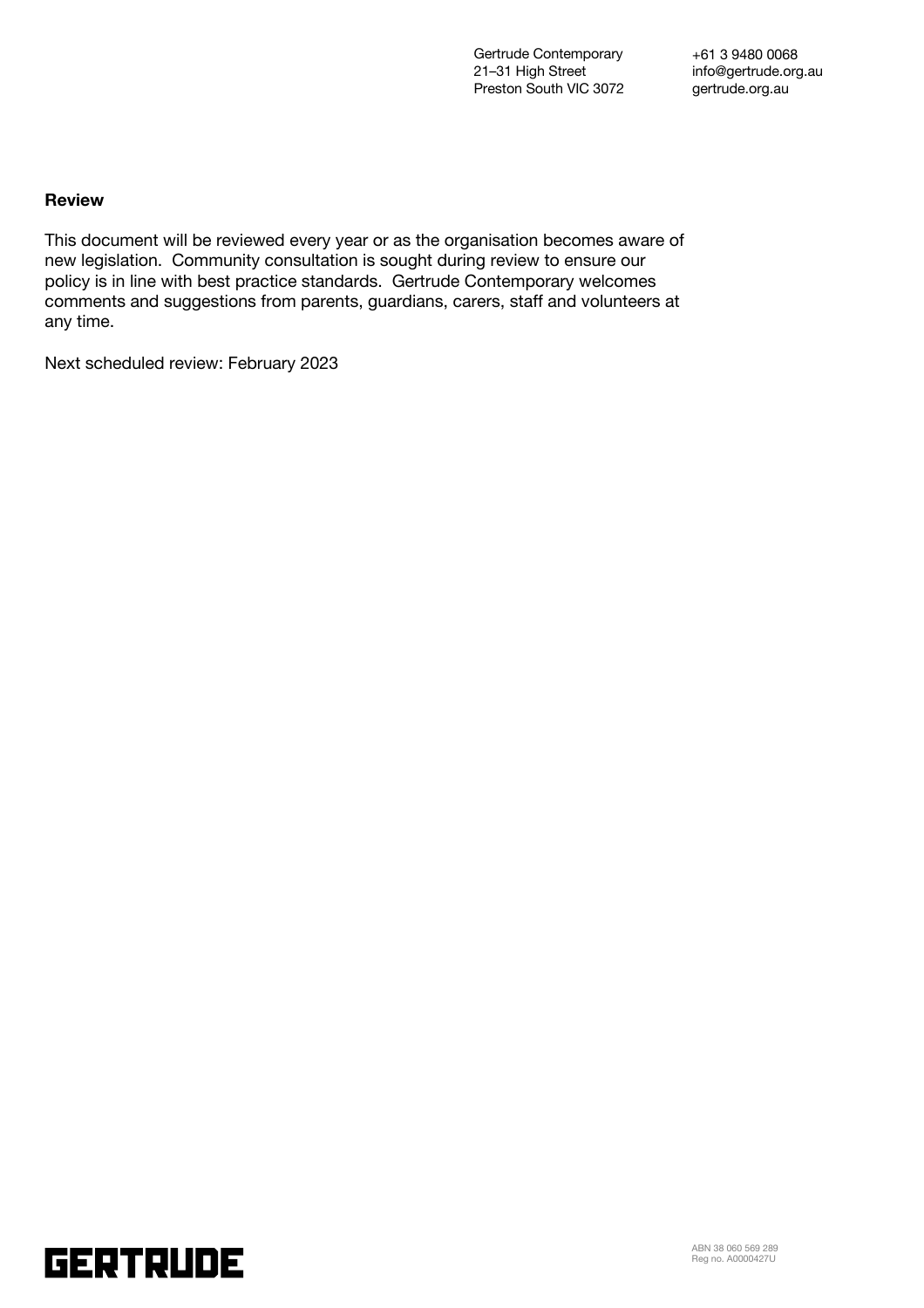**Review**

This document will be reviewed every year or as the organisation becomes aware of new legislation. Community consultation is sought during review to ensure our policy is in line with best practice standards. Gertrude Contemporary welcomes comments and suggestions from parents, guardians, carers, staff and volunteers at any time.

Next scheduled review: February 2023